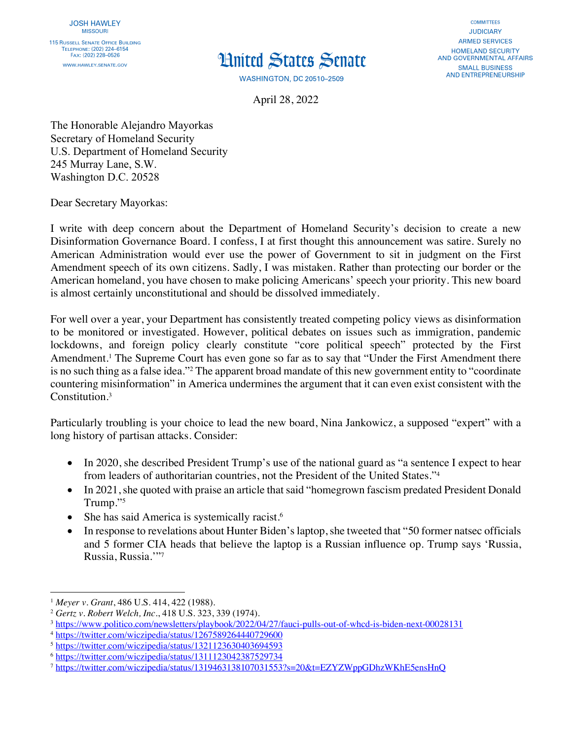JOSH HAWLEY
MISSOURI

115 RUSSELL SENATE OFFICE BUILDING
TELEPHONE: (202) 224–6154
FAX: (202) 228–0526
WWW.HAWLEY.SENATE.GOV

# United States Senate

WASHINGTON, DC 20510–2509

COMMITTEES
JUDICIARY
ARMED SERVICES
HOMELAND SECURITY AND GOVERNMENTAL AFFAIRS
SMALL BUSINESS AND ENTREPRENEURSHIP

April 28, 2022

The Honorable Alejandro Mayorkas
Secretary of Homeland Security
U.S. Department of Homeland Security
245 Murray Lane, S.W.
Washington D.C. 20528

Dear Secretary Mayorkas:

I write with deep concern about the Department of Homeland Security's decision to create a new Disinformation Governance Board. I confess, I at first thought this announcement was satire. Surely no American Administration would ever use the power of Government to sit in judgment on the First Amendment speech of its own citizens. Sadly, I was mistaken. Rather than protecting our border or the American homeland, you have chosen to make policing Americans' speech your priority. This new board is almost certainly unconstitutional and should be dissolved immediately.

For well over a year, your Department has consistently treated competing policy views as disinformation to be monitored or investigated. However, political debates on issues such as immigration, pandemic lockdowns, and foreign policy clearly constitute "core political speech" protected by the First Amendment.[1] The Supreme Court has even gone so far as to say that "Under the First Amendment there is no such thing as a false idea."[2] The apparent broad mandate of this new government entity to "coordinate countering misinformation" in America undermines the argument that it can even exist consistent with the Constitution.[3]

Particularly troubling is your choice to lead the new board, Nina Jankowicz, a supposed "expert" with a long history of partisan attacks. Consider:

- In 2020, she described President Trump's use of the national guard as "a sentence I expect to hear from leaders of authoritarian countries, not the President of the United States."[4]
- In 2021, she quoted with praise an article that said "homegrown fascism predated President Donald Trump."[5]
- She has said America is systemically racist.[6]
- In response to revelations about Hunter Biden's laptop, she tweeted that "50 former natsec officials and 5 former CIA heads that believe the laptop is a Russian influence op. Trump says 'Russia, Russia, Russia.'"[7]

---

[1] *Meyer v. Grant*, 486 U.S. 414, 422 (1988).
[2] *Gertz v. Robert Welch, Inc.*, 418 U.S. 323, 339 (1974).
[3] https://www.politico.com/newsletters/playbook/2022/04/27/fauci-pulls-out-of-whcd-is-biden-next-00028131
[4] https://twitter.com/wiczipedia/status/1267589264440729600
[5] https://twitter.com/wiczipedia/status/1321123630403694593
[6] https://twitter.com/wiczipedia/status/1311123042387529734
[7] https://twitter.com/wiczipedia/status/1319463138107031553?s=20&t=EZYZWppGDhzWKhE5ensHnQ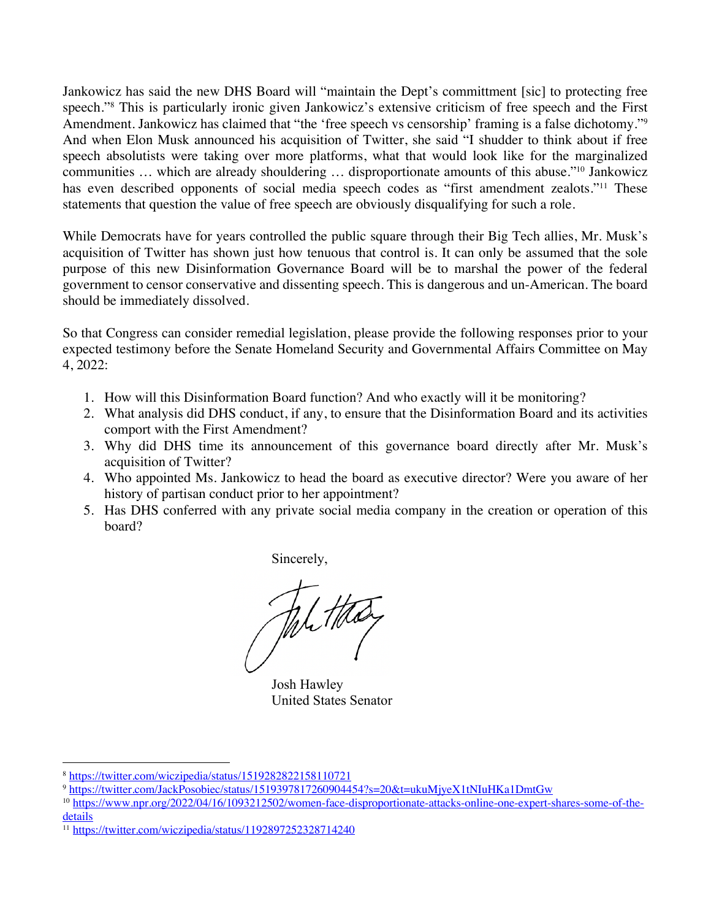Jankowicz has said the new DHS Board will "maintain the Dept's committment [sic] to protecting free speech."[8] This is particularly ironic given Jankowicz's extensive criticism of free speech and the First Amendment. Jankowicz has claimed that "the 'free speech vs censorship' framing is a false dichotomy."[9] And when Elon Musk announced his acquisition of Twitter, she said "I shudder to think about if free speech absolutists were taking over more platforms, what that would look like for the marginalized communities … which are already shouldering … disproportionate amounts of this abuse."[10] Jankowicz has even described opponents of social media speech codes as "first amendment zealots."[11] These statements that question the value of free speech are obviously disqualifying for such a role.

While Democrats have for years controlled the public square through their Big Tech allies, Mr. Musk's acquisition of Twitter has shown just how tenuous that control is. It can only be assumed that the sole purpose of this new Disinformation Governance Board will be to marshal the power of the federal government to censor conservative and dissenting speech. This is dangerous and un-American. The board should be immediately dissolved.

So that Congress can consider remedial legislation, please provide the following responses prior to your expected testimony before the Senate Homeland Security and Governmental Affairs Committee on May 4, 2022:

1. How will this Disinformation Board function? And who exactly will it be monitoring?
2. What analysis did DHS conduct, if any, to ensure that the Disinformation Board and its activities comport with the First Amendment?
3. Why did DHS time its announcement of this governance board directly after Mr. Musk's acquisition of Twitter?
4. Who appointed Ms. Jankowicz to head the board as executive director? Were you aware of her history of partisan conduct prior to her appointment?
5. Has DHS conferred with any private social media company in the creation or operation of this board?

Sincerely,

Josh Hawley
United States Senator

---

[8] https://twitter.com/wiczipedia/status/1519282822158110721

[9] https://twitter.com/JackPosobiec/status/1519397817260904454?s=20&t=ukuMjyeX1tNIuHKa1DmtGw

[10] https://www.npr.org/2022/04/16/1093212502/women-face-disproportionate-attacks-online-one-expert-shares-some-of-the-details

[11] https://twitter.com/wiczipedia/status/1192897252328714240